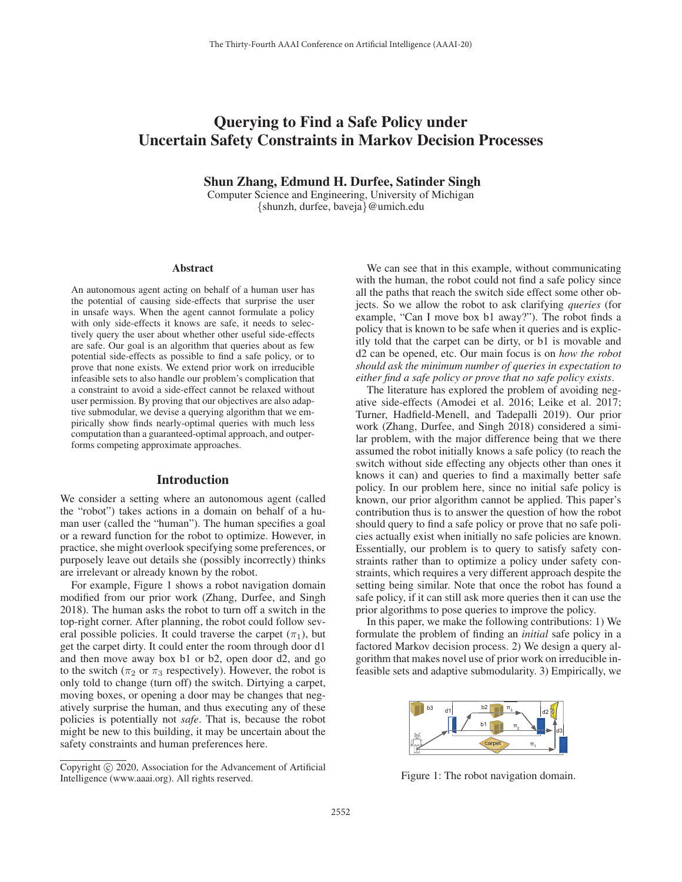# Querying to Find a Safe Policy under Uncertain Safety Constraints in Markov Decision Processes

**Shun Zhang, Edmund H. Durfee, Satinder Singh**

Computer Science and Engineering, University of Michigan
{shunzh, durfee, baveja}@umich.edu

## Abstract

An autonomous agent acting on behalf of a human user has the potential of causing side-effects that surprise the user in unsafe ways. When the agent cannot formulate a policy with only side-effects it knows are safe, it needs to selectively query the user about whether other useful side-effects are safe. Our goal is an algorithm that queries about as few potential side-effects as possible to find a safe policy, or to prove that none exists. We extend prior work on irreducible infeasible sets to also handle our problem's complication that a constraint to avoid a side-effect cannot be relaxed without user permission. By proving that our objectives are also adaptive submodular, we devise a querying algorithm that we empirically show finds nearly-optimal queries with much less computation than a guaranteed-optimal approach, and outperforms competing approximate approaches.

## Introduction

We consider a setting where an autonomous agent (called the "robot") takes actions in a domain on behalf of a human user (called the "human"). The human specifies a goal or a reward function for the robot to optimize. However, in practice, she might overlook specifying some preferences, or purposely leave out details she (possibly incorrectly) thinks are irrelevant or already known by the robot.

For example, Figure 1 shows a robot navigation domain modified from our prior work (Zhang, Durfee, and Singh 2018). The human asks the robot to turn off a switch in the top-right corner. After planning, the robot could follow several possible policies. It could traverse the carpet ($\pi_1$), but get the carpet dirty. It could enter the room through door d1 and then move away box b1 or b2, open door d2, and go to the switch ($\pi_2$ or $\pi_3$ respectively). However, the robot is only told to change (turn off) the switch. Dirtying a carpet, moving boxes, or opening a door may be changes that negatively surprise the human, and thus executing any of these policies is potentially not *safe*. That is, because the robot might be new to this building, it may be uncertain about the safety constraints and human preferences here.

We can see that in this example, without communicating with the human, the robot could not find a safe policy since all the paths that reach the switch side effect some other objects. So we allow the robot to ask clarifying *queries* (for example, "Can I move box b1 away?"). The robot finds a policy that is known to be safe when it queries and is explicitly told that the carpet can be dirty, or b1 is movable and d2 can be opened, etc. Our main focus is on *how the robot should ask the minimum number of queries in expectation to either find a safe policy or prove that no safe policy exists*.

The literature has explored the problem of avoiding negative side-effects (Amodei et al. 2016; Leike et al. 2017; Turner, Hadfield-Menell, and Tadepalli 2019). Our prior work (Zhang, Durfee, and Singh 2018) considered a similar problem, with the major difference being that we there assumed the robot initially knows a safe policy (to reach the switch without side effecting any objects other than ones it knows it can) and queries to find a maximally better safe policy. In our problem here, since no initial safe policy is known, our prior algorithm cannot be applied. This paper's contribution thus is to answer the question of how the robot should query to find a safe policy or prove that no safe policies actually exist when initially no safe policies are known. Essentially, our problem is to query to satisfy safety constraints rather than to optimize a policy under safety constraints, which requires a very different approach despite the setting being similar. Note that once the robot has found a safe policy, if it can still ask more queries then it can use the prior algorithms to pose queries to improve the policy.

In this paper, we make the following contributions: 1) We formulate the problem of finding an *initial* safe policy in a factored Markov decision process. 2) We design a query algorithm that makes novel use of prior work on irreducible infeasible sets and adaptive submodularity. 3) Empirically, we

Figure 1: The robot navigation domain.

Copyright © 2020, Association for the Advancement of Artificial Intelligence (www.aaai.org). All rights reserved.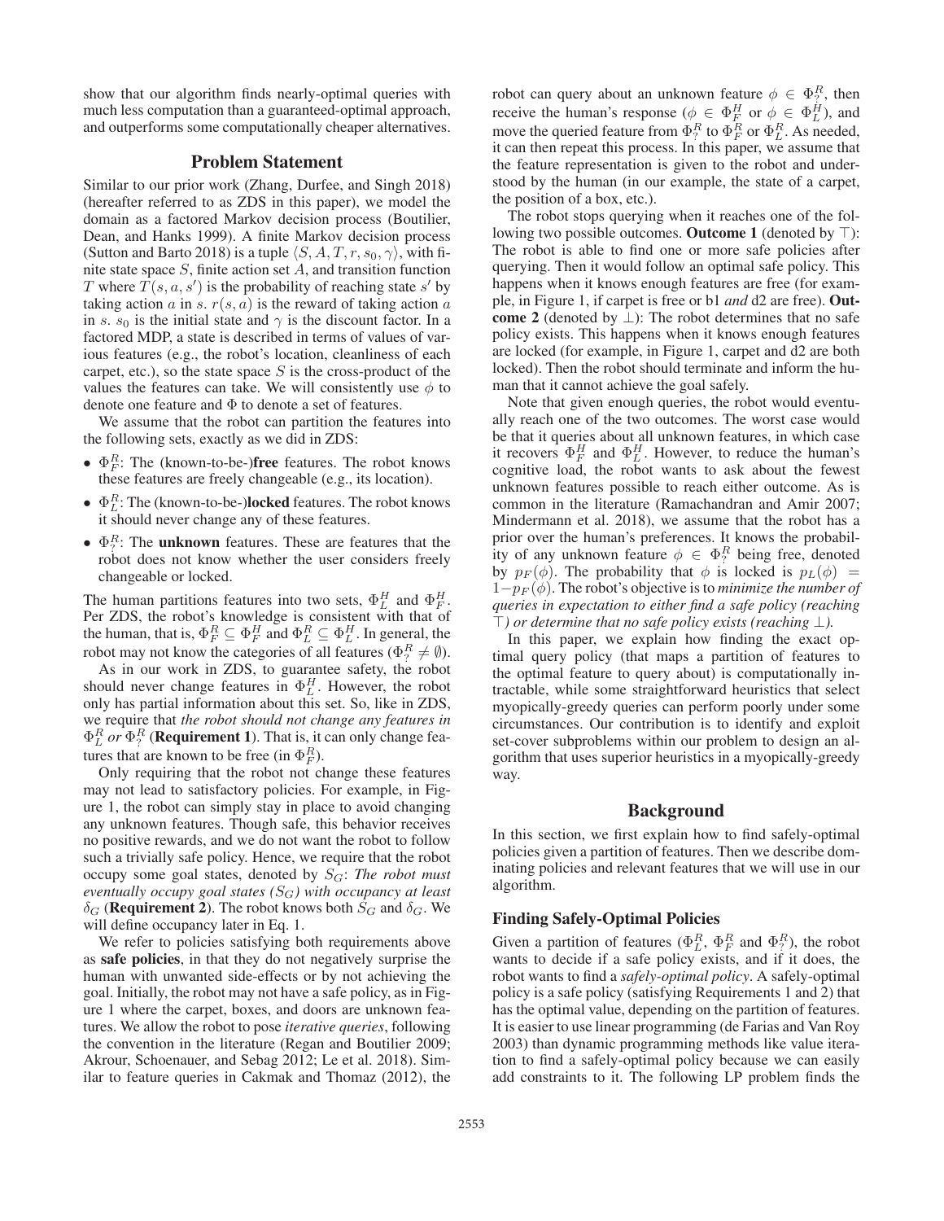show that our algorithm finds nearly-optimal queries with much less computation than a guaranteed-optimal approach, and outperforms some computationally cheaper alternatives.

## Problem Statement

Similar to our prior work (Zhang, Durfee, and Singh 2018) (hereafter referred to as ZDS in this paper), we model the domain as a factored Markov decision process (Boutilier, Dean, and Hanks 1999). A finite Markov decision process (Sutton and Barto 2018) is a tuple $\langle S, A, T, r, s_0, \gamma \rangle$, with finite state space $S$, finite action set $A$, and transition function $T$ where $T(s, a, s')$ is the probability of reaching state $s'$ by taking action $a$ in $s$. $r(s, a)$ is the reward of taking action $a$ in $s$. $s_0$ is the initial state and $\gamma$ is the discount factor. In a factored MDP, a state is described in terms of values of various features (e.g., the robot's location, cleanliness of each carpet, etc.), so the state space $S$ is the cross-product of the values the features can take. We will consistently use $\phi$ to denote one feature and $\Phi$ to denote a set of features.

We assume that the robot can partition the features into the following sets, exactly as we did in ZDS:

- $\Phi_F^R$: The (known-to-be-)**free** features. The robot knows these features are freely changeable (e.g., its location).
- $\Phi_L^R$: The (known-to-be-)**locked** features. The robot knows it should never change any of these features.
- $\Phi_?^R$: The **unknown** features. These are features that the robot does not know whether the user considers freely changeable or locked.

The human partitions the features into two sets, $\Phi_L^H$ and $\Phi_F^H$. Per ZDS, the robot's knowledge is consistent with that of the human, that is, $\Phi_F^R \subseteq \Phi_F^H$ and $\Phi_L^R \subseteq \Phi_L^H$. In general, the robot may not know the categories of all features ($\Phi_?^R \neq \emptyset$).

As in our work in ZDS, to guarantee safety, the robot should never change features in $\Phi_L^H$. However, the robot only has partial information about this set. So, like in ZDS, we require that *the robot should not change any features in* $\Phi_L^R$ *or* $\Phi_?^R$ (**Requirement 1**). That is, it can only change features that are known to be free (in $\Phi_F^R$).

Only requiring that the robot not change these features may not lead to satisfactory policies. For example, in Figure 1, the robot can simply stay in place to avoid changing any unknown features. Though safe, this behavior receives no positive rewards, and we do not want the robot to follow such a trivially safe policy. Hence, we require that the robot occupy some goal states, denoted by $S_G$: *The robot must eventually occupy goal states ($S_G$) with occupancy at least* $\delta_G$ (**Requirement 2**). The robot knows both $S_G$ and $\delta_G$. We will define occupancy later in Eq. 1.

We refer to policies satisfying both requirements above as **safe policies**, in that they do not negatively surprise the human with unwanted side-effects or by not achieving the goal. Initially, the robot may not have a safe policy, as in Figure 1 where the carpet, boxes, and doors are unknown features. We allow the robot to pose *iterative queries*, following the convention in the literature (Regan and Boutilier 2009; Akrour, Schoenauer, and Sebag 2012; Le et al. 2018). Similar to feature queries in Cakmak and Thomaz (2012), the robot can query about an unknown feature $\phi \in \Phi_?^R$, then receive the human's response ($\phi \in \Phi_F^H$ or $\phi \in \Phi_L^H$), and move the queried feature from $\Phi_?^R$ to $\Phi_F^R$ or $\Phi_L^R$. As needed, it can then repeat this process. In this paper, we assume that the feature representation is given to the robot and understood by the human (in our example, the state of a carpet, the position of a box, etc.).

The robot stops querying when it reaches one of the following two possible outcomes. **Outcome 1** (denoted by $\top$): The robot is able to find one or more safe policies after querying. Then it would follow an optimal safe policy. This happens when it knows enough features are free (for example, in Figure 1, if carpet is free or b1 *and* d2 are free). **Outcome 2** (denoted by $\bot$): The robot determines that no safe policy exists. This happens when it knows enough features are locked (for example, in Figure 1, carpet and d2 are both locked). Then the robot should terminate and inform the human that it cannot achieve the goal safely.

Note that given enough queries, the robot would eventually reach one of the two outcomes. The worst case would be that it queries about all unknown features, in which case it recovers $\Phi_F^H$ and $\Phi_L^H$. However, to reduce the human's cognitive load, the robot wants to ask about the fewest unknown features possible to reach either outcome. As is common in the literature (Ramachandran and Amir 2007; Mindermann et al. 2018), we assume that the robot has a prior over the human's preferences. It knows the probability of any unknown feature $\phi \in \Phi_?^R$ being free, denoted by $p_F(\phi)$. The probability that $\phi$ is locked is $p_L(\phi) = 1 - p_F(\phi)$. The robot's objective is to *minimize the number of queries in expectation to either find a safe policy (reaching* $\top$*) or determine that no safe policy exists (reaching* $\bot$*).*

In this paper, we explain how finding the exact optimal query policy (that maps a partition of features to the optimal feature to query about) is computationally intractable, while some straightforward heuristics that select myopically-greedy queries can perform poorly under some circumstances. Our contribution is to identify and exploit set-cover subproblems within our problem to design an algorithm that uses superior heuristics in a myopically-greedy way.

## Background

In this section, we first explain how to find safely-optimal policies given a partition of features. Then we describe dominating policies and relevant features that we will use in our algorithm.

### Finding Safely-Optimal Policies

Given a partition of features ($\Phi_L^R$, $\Phi_F^R$ and $\Phi_?^R$), the robot wants to decide if a safe policy exists, and if it does, the robot wants to find a *safely-optimal policy*. A safely-optimal policy is a safe policy (satisfying Requirements 1 and 2) that has the optimal value, depending on the partition of features. It is easier to use linear programming (de Farias and Van Roy 2003) than dynamic programming methods like value iteration to find a safely-optimal policy because we can easily add constraints to it. The following LP problem finds the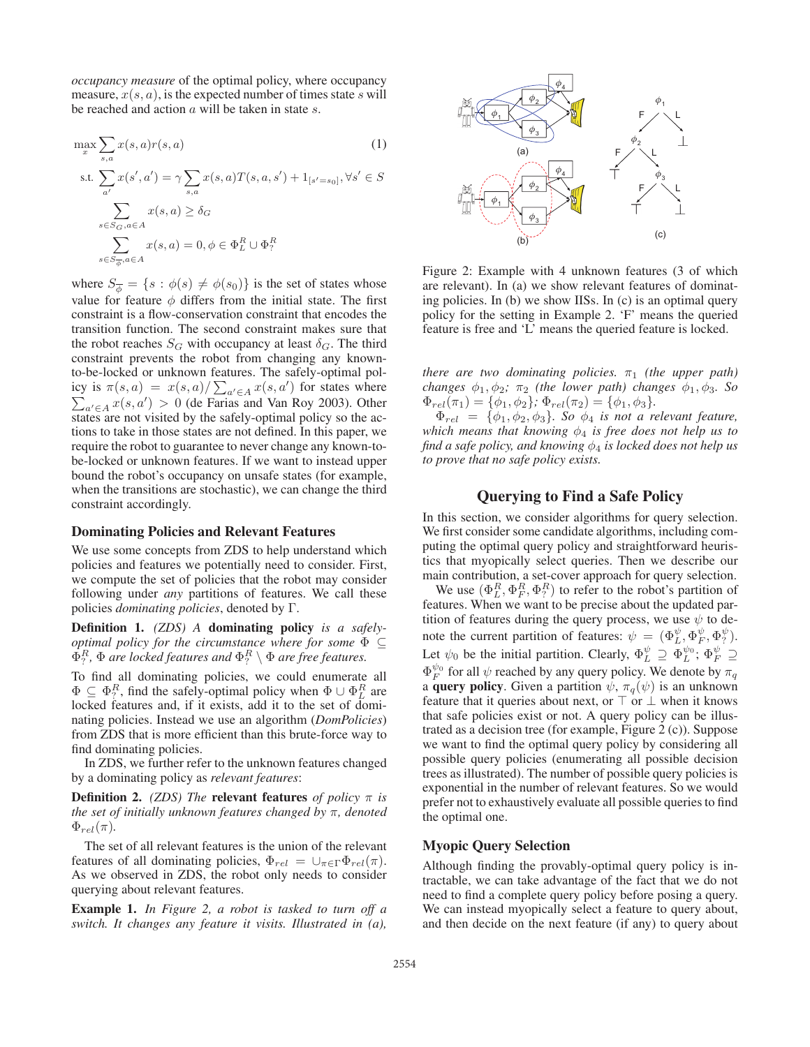*occupancy measure* of the optimal policy, where occupancy measure, $x(s,a)$, is the expected number of times state $s$ will be reached and action $a$ will be taken in state $s$.

$$
\begin{aligned}
\max_x & \sum_{s,a} x(s,a) r(s,a) \qquad (1)\\
\text{s.t.} & \sum_{a'} x(s',a') = \gamma \sum_{s,a} x(s,a) T(s,a,s') + 1_{[s'=s_0]}, \forall s' \in S \\
& \sum_{s \in S_G, a \in A} x(s,a) \geq \delta_G \\
& \sum_{s \in S_{\overline{\phi}}, a \in A} x(s,a) = 0, \phi \in \Phi_L^R \cup \Phi_?^R
\end{aligned}
$$

where $S_{\overline{\phi}} = \{s : \phi(s) \neq \phi(s_0)\}$ is the set of states whose value for feature $\phi$ differs from the initial state. The first constraint is a flow-conservation constraint that encodes the transition function. The second constraint makes sure that the robot reaches $S_G$ with occupancy at least $\delta_G$. The third constraint prevents the robot from changing any known-to-be-locked or unknown features. The safely-optimal policy is $\pi(s,a) = x(s,a)/\sum_{a' \in A} x(s,a')$ for states where $\sum_{a' \in A} x(s,a') > 0$ (de Farias and Van Roy 2003). Other states are not visited by the safely-optimal policy so the actions to take in those states are not defined. In this paper, we require the robot to guarantee to never change any known-to-be-locked or unknown features. If we want to instead upper bound the robot's occupancy on unsafe states (for example, when the transitions are stochastic), we can change the third constraint accordingly.

### Dominating Policies and Relevant Features

We use some concepts from ZDS to help understand which policies and features we potentially need to consider. First, we compute the set of policies that the robot may consider following under *any* partitions of features. We call these policies *dominating policies*, denoted by $\Gamma$.

**Definition 1.** *(ZDS) A* **dominating policy** *is a safely-optimal policy for the circumstance where for some $\Phi \subseteq \Phi_?^R$, $\Phi$ are locked features and $\Phi_?^R \setminus \Phi$ are free features.*

To find all dominating policies, we could enumerate all $\Phi \subseteq \Phi_?^R$, find the safely-optimal policy when $\Phi \cup \Phi_L^R$ are locked features and, if it exists, add it to the set of dominating policies. Instead we use an algorithm (*DomPolicies*) from ZDS that is more efficient than this brute-force way to find dominating policies.

In ZDS, we further refer to the unknown features changed by a dominating policy as *relevant features*:

**Definition 2.** *(ZDS) The* **relevant features** *of policy $\pi$ is the set of initially unknown features changed by $\pi$, denoted $\Phi_{rel}(\pi)$.*

The set of all relevant features is the union of the relevant features of all dominating policies, $\Phi_{rel} = \cup_{\pi \in \Gamma} \Phi_{rel}(\pi)$. As we observed in ZDS, the robot only needs to consider querying about relevant features.

**Example 1.** *In Figure 2, a robot is tasked to turn off a switch. It changes any feature it visits. Illustrated in (a), there are two dominating policies. $\pi_1$ (the upper path) changes $\phi_1, \phi_2$; $\pi_2$ (the lower path) changes $\phi_1, \phi_3$. So $\Phi_{rel}(\pi_1) = \{\phi_1, \phi_2\}$; $\Phi_{rel}(\pi_2) = \{\phi_1, \phi_3\}$.*

*$\Phi_{rel} = \{\phi_1, \phi_2, \phi_3\}$. So $\phi_4$ is not a relevant feature, which means that knowing $\phi_4$ is free does not help us to find a safe policy, and knowing $\phi_4$ is locked does not help us to prove that no safe policy exists.*

Figure 2: Example with 4 unknown features (3 of which are relevant). In (a) we show relevant features of dominating policies. In (b) we show IISs. In (c) is an optimal query policy for the setting in Example 2. 'F' means the queried feature is free and 'L' means the queried feature is locked.

## Querying to Find a Safe Policy

In this section, we consider algorithms for query selection. We first consider some candidate algorithms, including computing the optimal query policy and straightforward heuristics that myopically select queries. Then we describe our main contribution, a set-cover approach for query selection.

We use $(\Phi_L^R, \Phi_F^R, \Phi_?^R)$ to refer to the robot's partition of features. When we want to be precise about the updated partition of features during the query process, we use $\psi$ to denote the current partition of features: $\psi = (\Phi_L^\psi, \Phi_F^\psi, \Phi_?^\psi)$. Let $\psi_0$ be the initial partition. Clearly, $\Phi_L^\psi \supseteq \Phi_L^{\psi_0}$; $\Phi_F^\psi \supseteq \Phi_F^{\psi_0}$ for all $\psi$ reached by any query policy. We denote by $\pi_q$ a **query policy**. Given a partition $\psi$, $\pi_q(\psi)$ is an unknown feature that it queries about next, or $\top$ or $\bot$ when it knows that safe policies exist or not. A query policy can be illustrated as a decision tree (for example, Figure 2 (c)). Suppose we want to find the optimal query policy by considering all possible query policies (enumerating all possible decision trees as illustrated). The number of possible query policies is exponential in the number of relevant features. So we would prefer not to exhaustively evaluate all possible queries to find the optimal one.

### Myopic Query Selection

Although finding the provably-optimal query policy is intractable, we can take advantage of the fact that we do not need to find a complete query policy before posing a query. We can instead myopically select a feature to query about, and then decide on the next feature (if any) to query about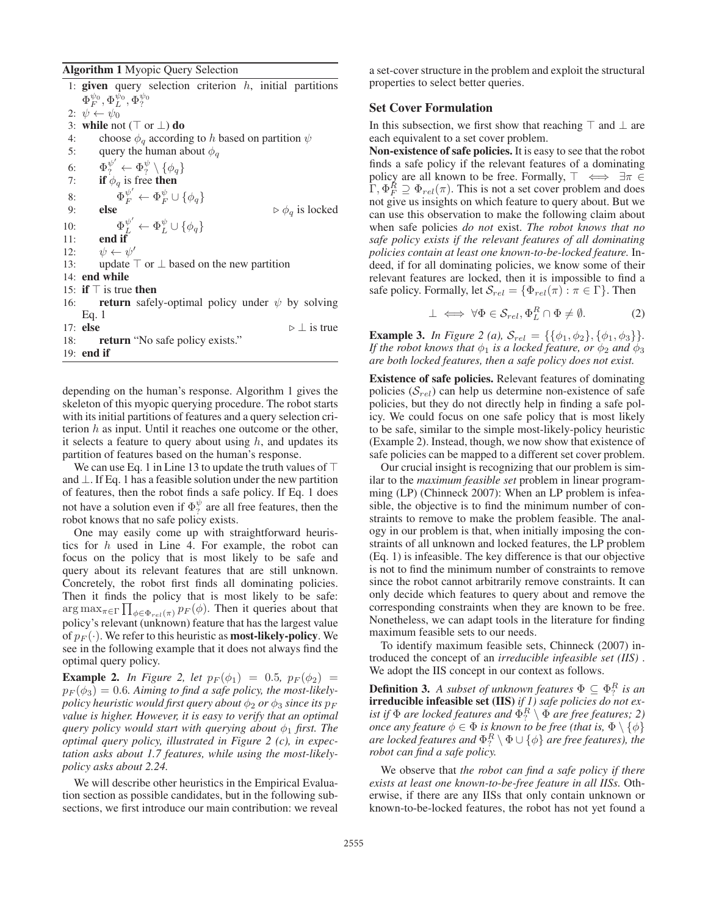**Algorithm 1** Myopic Query Selection

```
1:  given query selection criterion h, initial partitions Φ_F^{ψ0}, Φ_L^{ψ0}, Φ_?^{ψ0}
2:  ψ ← ψ0
3:  while not (⊤ or ⊥) do
4:      choose φ_q according to h based on partition ψ
5:      query the human about φ_q
6:      Φ_?^{ψ'} ← Φ_?^ψ \ {φ_q}
7:      if φ_q is free then
8:          Φ_F^{ψ'} ← Φ_F^ψ ∪ {φ_q}
9:      else                                  ▷ φ_q is locked
10:         Φ_L^{ψ'} ← Φ_L^ψ ∪ {φ_q}
11:     end if
12:     ψ ← ψ'
13:     update ⊤ or ⊥ based on the new partition
14: end while
15: if ⊤ is true then
16:     return safely-optimal policy under ψ by solving Eq. 1
17: else                                      ▷ ⊥ is true
18:     return "No safe policy exists."
19: end if
```

depending on the human's response. Algorithm 1 gives the skeleton of this myopic querying procedure. The robot starts with its initial partitions of features and a query selection criterion $h$ as input. Until it reaches one outcome or the other, it selects a feature to query about using $h$, and updates its partition of features based on the human's response.

We can use Eq. 1 in Line 13 to update the truth values of $\top$ and $\bot$. If Eq. 1 has a feasible solution under the new partition of features, then the robot finds a safe policy. If Eq. 1 does not have a solution even if $\Phi_?^\psi$ are all free features, then the robot knows that no safe policy exists.

One may easily come up with straightforward heuristics for $h$ used in Line 4. For example, the robot can focus on the policy that is most likely to be safe and query about its relevant features that are still unknown. Concretely, the robot first finds all dominating policies. Then it finds the policy that is most likely to be safe: $\arg\max_{\pi \in \Gamma} \prod_{\phi \in \Phi_{rel}(\pi)} p_F(\phi)$. Then it queries about that policy's relevant (unknown) feature that has the largest value of $p_F(\cdot)$. We refer to this heuristic as **most-likely-policy**. We see in the following example that it does not always find the optimal query policy.

**Example 2.** *In Figure 2, let $p_F(\phi_1) = 0.5$, $p_F(\phi_2) = p_F(\phi_3) = 0.6$. Aiming to find a safe policy, the most-likely-policy heuristic would first query about $\phi_2$ or $\phi_3$ since its $p_F$ value is higher. However, it is easy to verify that an optimal query policy would start with querying about $\phi_1$ first. The optimal query policy, illustrated in Figure 2 (c), in expectation asks about 1.7 features, while using the most-likely-policy asks about 2.24.*

We will describe other heuristics in the Empirical Evaluation section as possible candidates, but in the following subsections, we first introduce our main contribution: we reveal a set-cover structure in the problem and exploit the structural properties to select better queries.

## Set Cover Formulation

In this subsection, we first show that reaching $\top$ and $\bot$ are each equivalent to a set cover problem.

**Non-existence of safe policies.** It is easy to see that the robot finds a safe policy if the relevant features of a dominating policy are all known to be free. Formally, $\top \iff \exists \pi \in \Gamma, \Phi_F^R \supseteq \Phi_{rel}(\pi)$. This is not a set cover problem and does not give us insights on which feature to query about. But we can use this observation to make the following claim about when safe policies *do not* exist. *The robot knows that no safe policy exists if the relevant features of all dominating policies contain at least one known-to-be-locked feature.* Indeed, if for all dominating policies, we know some of their relevant features are locked, then it is impossible to find a safe policy. Formally, let $\mathcal{S}_{rel} = \{\Phi_{rel}(\pi) : \pi \in \Gamma\}$. Then

$$\bot \iff \forall \Phi \in \mathcal{S}_{rel}, \Phi_L^R \cap \Phi \neq \emptyset. \tag{2}$$

**Example 3.** *In Figure 2 (a), $\mathcal{S}_{rel} = \{\{\phi_1, \phi_2\}, \{\phi_1, \phi_3\}\}$. If the robot knows that $\phi_1$ is a locked feature, or $\phi_2$ and $\phi_3$ are both locked features, then a safe policy does not exist.*

**Existence of safe policies.** Relevant features of dominating policies ($\mathcal{S}_{rel}$) can help us determine non-existence of safe policies, but they do not directly help in finding a safe policy. We could focus on one safe policy that is most likely to be safe, similar to the simple most-likely-policy heuristic (Example 2). Instead, though, we now show that existence of safe policies can be mapped to a different set cover problem.

Our crucial insight is recognizing that our problem is similar to the *maximum feasible set* problem in linear programming (LP) (Chinneck 2007): When an LP problem is infeasible, the objective is to find the minimum number of constraints to remove to make the problem feasible. The analogy in our problem is that, when initially imposing the constraints of all unknown and locked features, the LP problem (Eq. 1) is infeasible. The key difference is that our objective is not to find the minimum number of constraints to remove since the robot cannot arbitrarily remove constraints. It can only decide which features to query about and remove the corresponding constraints when they are known to be free. Nonetheless, we can adapt tools in the literature for finding maximum feasible sets to our needs.

To identify maximum feasible sets, Chinneck (2007) introduced the concept of an *irreducible infeasible set (IIS)* . We adopt the IIS concept in our context as follows.

**Definition 3.** *A subset of unknown features $\Phi \subseteq \Phi_?^R$ is an* **irreducible infeasible set (IIS)** *if 1) safe policies do not exist if $\Phi$ are locked features and $\Phi_?^R \setminus \Phi$ are free features; 2) once any feature $\phi \in \Phi$ is known to be free (that is, $\Phi \setminus \{\phi\}$ are locked features and $\Phi_?^R \setminus \Phi \cup \{\phi\}$ are free features), the robot can find a safe policy.*

We observe that *the robot can find a safe policy if there exists at least one known-to-be-free feature in all IISs.* Otherwise, if there are any IISs that only contain unknown or known-to-be-locked features, the robot has not yet found a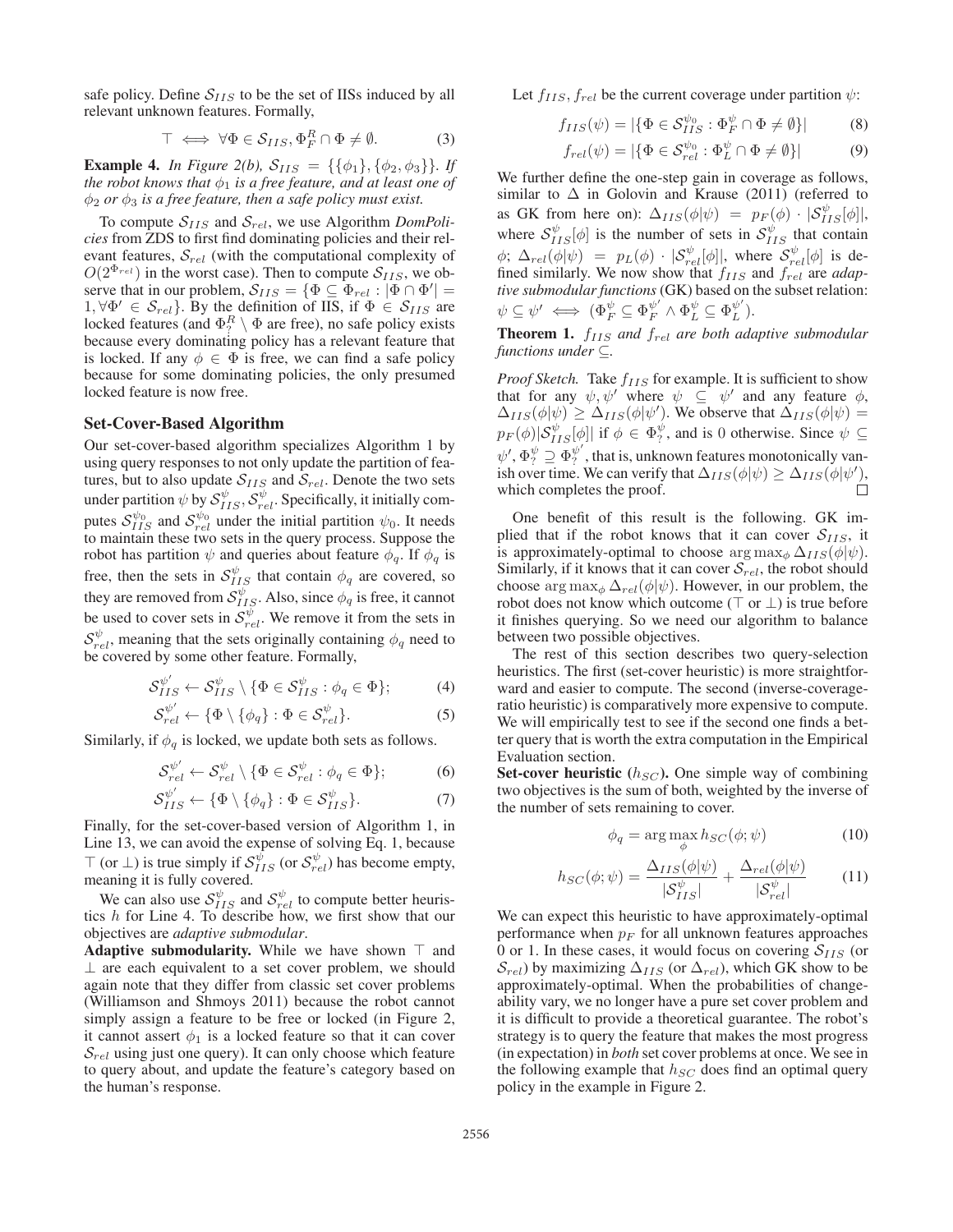safe policy. Define $\mathcal{S}_{IIS}$ to be the set of IISs induced by all relevant unknown features. Formally,

$$\top \iff \forall \Phi \in \mathcal{S}_{IIS}, \Phi_F^R \cap \Phi \neq \emptyset. \tag{3}$$

**Example 4.** *In Figure 2(b), $\mathcal{S}_{IIS} = \{\{\phi_1\}, \{\phi_2, \phi_3\}\}$. If the robot knows that $\phi_1$ is a free feature, and at least one of $\phi_2$ or $\phi_3$ is a free feature, then a safe policy must exist.*

To compute $\mathcal{S}_{IIS}$ and $\mathcal{S}_{rel}$, we use Algorithm *DomPolicies* from ZDS to first find dominating policies and their relevant features, $\mathcal{S}_{rel}$ (with the computational complexity of $O(2^{\Phi_{rel}})$ in the worst case). Then to compute $\mathcal{S}_{IIS}$, we observe that in our problem, $\mathcal{S}_{IIS} = \{\Phi \subseteq \Phi_{rel} : |\Phi \cap \Phi'| = 1, \forall \Phi' \in \mathcal{S}_{rel}\}$. By the definition of IIS, if $\Phi \in \mathcal{S}_{IIS}$ are locked features (and $\Phi_?^R \setminus \Phi$ are free), no safe policy exists because every dominating policy has a relevant feature that is locked. If any $\phi \in \Phi$ is free, we can find a safe policy because for some dominating policies, the only presumed locked feature is now free.

## Set-Cover-Based Algorithm

Our set-cover-based algorithm specializes Algorithm 1 by using query responses to not only update the partition of features, but to also update $\mathcal{S}_{IIS}$ and $\mathcal{S}_{rel}$. Denote the two sets under partition $\psi$ by $\mathcal{S}_{IIS}^{\psi}, \mathcal{S}_{rel}^{\psi}$. Specifically, it initially computes $\mathcal{S}_{IIS}^{\psi_0}$ and $\mathcal{S}_{rel}^{\psi_0}$ under the initial partition $\psi_0$. It needs to maintain these two sets in the query process. Suppose the robot has partition $\psi$ and queries about feature $\phi_q$. If $\phi_q$ is free, then the sets in $\mathcal{S}_{IIS}^{\psi}$ that contain $\phi_q$ are covered, so they are removed from $\mathcal{S}_{IIS}^{\psi}$. Also, since $\phi_q$ is free, it cannot be used to cover sets in $\mathcal{S}_{rel}^{\psi}$. We remove it from the sets in $\mathcal{S}_{rel}^{\psi}$, meaning that the sets originally containing $\phi_q$ need to be covered by some other feature. Formally,

$$\mathcal{S}_{IIS}^{\psi'} \leftarrow \mathcal{S}_{IIS}^{\psi} \setminus \{\Phi \in \mathcal{S}_{IIS}^{\psi} : \phi_q \in \Phi\}; \tag{4}$$

$$\mathcal{S}_{rel}^{\psi'} \leftarrow \{\Phi \setminus \{\phi_q\} : \Phi \in \mathcal{S}_{rel}^{\psi}\}. \tag{5}$$

Similarly, if $\phi_q$ is locked, we update both sets as follows.

$$\mathcal{S}_{rel}^{\psi'} \leftarrow \mathcal{S}_{rel}^{\psi} \setminus \{\Phi \in \mathcal{S}_{rel}^{\psi} : \phi_q \in \Phi\}; \tag{6}$$

$$\mathcal{S}_{IIS}^{\psi'} \leftarrow \{\Phi \setminus \{\phi_q\} : \Phi \in \mathcal{S}_{IIS}^{\psi}\}. \tag{7}$$

Finally, for the set-cover-based version of Algorithm 1, in Line 13, we can avoid the expense of solving Eq. 1, because $\top$ (or $\bot$) is true simply if $\mathcal{S}_{IIS}^{\psi}$ (or $\mathcal{S}_{rel}^{\psi}$) has become empty, meaning it is fully covered.

We can also use $\mathcal{S}_{IIS}^{\psi}$ and $\mathcal{S}_{rel}^{\psi}$ to compute better heuristics $h$ for Line 4. To describe how, we first show that our objectives are *adaptive submodular*.

**Adaptive submodularity.** While we have shown $\top$ and $\bot$ are each equivalent to a set cover problem, we should again note that they differ from classic set cover problems (Williamson and Shmoys 2011) because the robot cannot simply assign a feature to be free or locked (in Figure 2, it cannot assert $\phi_1$ is a locked feature so that it can cover $\mathcal{S}_{rel}$ using just one query). It can only choose which feature to query about, and update the feature's category based on the human's response.

Let $f_{IIS}, f_{rel}$ be the current coverage under partition $\psi$:

$$f_{IIS}(\psi) = |\{\Phi \in \mathcal{S}_{IIS}^{\psi_0} : \Phi_F^{\psi} \cap \Phi \neq \emptyset\}| \tag{8}$$

$$f_{rel}(\psi) = |\{\Phi \in \mathcal{S}_{rel}^{\psi_0} : \Phi_L^{\psi} \cap \Phi \neq \emptyset\}| \tag{9}$$

We further define the one-step gain in coverage as follows, similar to $\Delta$ in Golovin and Krause (2011) (referred to as GK from here on): $\Delta_{IIS}(\phi|\psi) = p_F(\phi) \cdot |\mathcal{S}_{IIS}^{\psi}[\phi]|$, where $\mathcal{S}_{IIS}^{\psi}[\phi]$ is the number of sets in $\mathcal{S}_{IIS}^{\psi}$ that contain $\phi$; $\Delta_{rel}(\phi|\psi) = p_L(\phi) \cdot |\mathcal{S}_{rel}^{\psi}[\phi]|$, where $\mathcal{S}_{rel}^{\psi}[\phi]$ is defined similarly. We now show that $f_{IIS}$ and $f_{rel}$ are *adaptive submodular functions* (GK) based on the subset relation: $\psi \subseteq \psi' \iff (\Phi_F^{\psi} \subseteq \Phi_F^{\psi'} \wedge \Phi_L^{\psi} \subseteq \Phi_L^{\psi'})$.

**Theorem 1.** *$f_{IIS}$ and $f_{rel}$ are both adaptive submodular functions under $\subseteq$.*

*Proof Sketch.* Take $f_{IIS}$ for example. It is sufficient to show that for any $\psi, \psi'$ where $\psi \subseteq \psi'$ and any feature $\phi$, $\Delta_{IIS}(\phi|\psi) \geq \Delta_{IIS}(\phi|\psi')$. We observe that $\Delta_{IIS}(\phi|\psi) = p_F(\phi)|\mathcal{S}_{IIS}^{\psi}[\phi]|$ if $\phi \in \Phi_?^{\psi}$, and is 0 otherwise. Since $\psi \subseteq \psi'$, $\Phi_?^{\psi} \supseteq \Phi_?^{\psi'}$, that is, unknown features monotonically vanish over time. We can verify that $\Delta_{IIS}(\phi|\psi) \geq \Delta_{IIS}(\phi|\psi')$, which completes the proof. $\square$

One benefit of this result is the following. GK implied that if the robot knows that it can cover $\mathcal{S}_{IIS}$, it is approximately-optimal to choose $\arg\max_\phi \Delta_{IIS}(\phi|\psi)$. Similarly, if it knows that it can cover $\mathcal{S}_{rel}$, the robot should choose $\arg\max_\phi \Delta_{rel}(\phi|\psi)$. However, in our problem, the robot does not know which outcome ($\top$ or $\bot$) is true before it finishes querying. So we need our algorithm to balance between two possible objectives.

The rest of this section describes two query-selection heuristics. The first (set-cover heuristic) is more straightforward and easier to compute. The second (inverse-coverage-ratio heuristic) is comparatively more expensive to compute. We will empirically test to see if the second one finds a better query that is worth the extra computation in the Empirical Evaluation section.

**Set-cover heuristic ($h_{SC}$).** One simple way of combining two objectives is the sum of both, weighted by the inverse of the number of sets remaining to cover.

$$\phi_q = \arg\max_\phi h_{SC}(\phi; \psi) \tag{10}$$

$$h_{SC}(\phi; \psi) = \frac{\Delta_{IIS}(\phi|\psi)}{|\mathcal{S}_{IIS}^{\psi}|} + \frac{\Delta_{rel}(\phi|\psi)}{|\mathcal{S}_{rel}^{\psi}|} \tag{11}$$

We can expect this heuristic to have approximately-optimal performance when $p_F$ for all unknown features approaches 0 or 1. In these cases, it would focus on covering $\mathcal{S}_{IIS}$ (or $\mathcal{S}_{rel}$) by maximizing $\Delta_{IIS}$ (or $\Delta_{rel}$), which GK show to be approximately-optimal. When the probabilities of changeability vary, we no longer have a pure set cover problem and it is difficult to provide a theoretical guarantee. The robot's strategy is to query the feature that makes the most progress (in expectation) in *both* set cover problems at once. We see in the following example that $h_{SC}$ does find an optimal query policy in the example in Figure 2.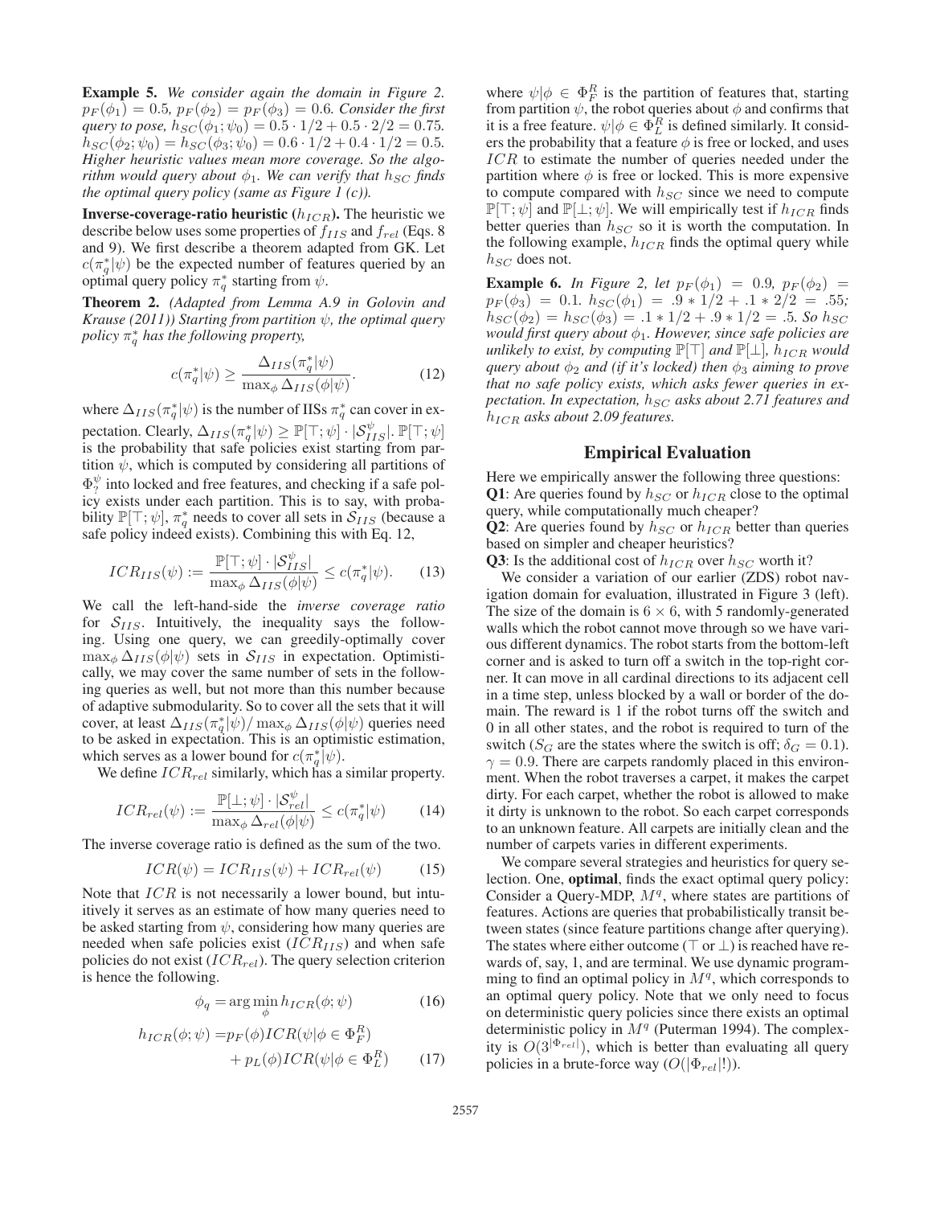**Example 5.** *We consider again the domain in Figure 2. $p_F(\phi_1) = 0.5$, $p_F(\phi_2) = p_F(\phi_3) = 0.6$. Consider the first query to pose, $h_{SC}(\phi_1; \psi_0) = 0.5 \cdot 1/2 + 0.5 \cdot 2/2 = 0.75$. $h_{SC}(\phi_2; \psi_0) = h_{SC}(\phi_3; \psi_0) = 0.6 \cdot 1/2 + 0.4 \cdot 1/2 = 0.5$. Higher heuristic values mean more coverage. So the algorithm would query about $\phi_1$. We can verify that $h_{SC}$ finds the optimal query policy (same as Figure 1 (c)).*

**Inverse-coverage-ratio heuristic ($h_{ICR}$).** The heuristic we describe below uses some properties of $f_{IIS}$ and $f_{rel}$ (Eqs. 8 and 9). We first describe a theorem adapted from GK. Let $c(\pi_q^*|\psi)$ be the expected number of features queried by an optimal query policy $\pi_q^*$ starting from $\psi$.

**Theorem 2.** *(Adapted from Lemma A.9 in Golovin and Krause (2011)) Starting from partition $\psi$, the optimal query policy $\pi_q^*$ has the following property,*

$$c(\pi_q^*|\psi) \geq \frac{\Delta_{IIS}(\pi_q^*|\psi)}{\max_\phi \Delta_{IIS}(\phi|\psi)}. \tag{12}$$

where $\Delta_{IIS}(\pi_q^*|\psi)$ is the number of IISs $\pi_q^*$ can cover in expectation. Clearly, $\Delta_{IIS}(\pi_q^*|\psi) \geq \mathbb{P}[\top; \psi] \cdot |\mathcal{S}_{IIS}^\psi|$. $\mathbb{P}[\top; \psi]$ is the probability that safe policies exist starting from partition $\psi$, which is computed by considering all partitions of $\Phi_?^\psi$ into locked and free features, and checking if a safe policy exists under each partition. This is to say, with probability $\mathbb{P}[\top; \psi]$, $\pi_q^*$ needs to cover all sets in $\mathcal{S}_{IIS}$ (because a safe policy indeed exists). Combining this with Eq. 12,

$$ICR_{IIS}(\psi) := \frac{\mathbb{P}[\top; \psi] \cdot |\mathcal{S}_{IIS}^\psi|}{\max_\phi \Delta_{IIS}(\phi|\psi)} \leq c(\pi_q^*|\psi). \tag{13}$$

We call the left-hand-side the *inverse coverage ratio* for $\mathcal{S}_{IIS}$. Intuitively, the inequality says the following. Using one query, we can greedily-optimally cover $\max_\phi \Delta_{IIS}(\phi|\psi)$ sets in $\mathcal{S}_{IIS}$ in expectation. Optimistically, we may cover the same number of sets in the following queries as well, but not more than this number because of adaptive submodularity. So to cover all the sets that it will cover, at least $\Delta_{IIS}(\pi_q^*|\psi)/\max_\phi \Delta_{IIS}(\phi|\psi)$ queries need to be asked in expectation. This is an optimistic estimation, which serves as a lower bound for $c(\pi_q^*|\psi)$.

We define $ICR_{rel}$ similarly, which has a similar property.

$$ICR_{rel}(\psi) := \frac{\mathbb{P}[\bot; \psi] \cdot |\mathcal{S}_{rel}^\psi|}{\max_\phi \Delta_{rel}(\phi|\psi)} \leq c(\pi_q^*|\psi) \tag{14}$$

The inverse coverage ratio is defined as the sum of the two.

$$ICR(\psi) = ICR_{IIS}(\psi) + ICR_{rel}(\psi) \tag{15}$$

Note that $ICR$ is not necessarily a lower bound, but intuitively it serves as an estimate of how many queries need to be asked starting from $\psi$, considering how many queries are needed when safe policies exist ($ICR_{IIS}$) and when safe policies do not exist ($ICR_{rel}$). The query selection criterion is hence the following.

$$\phi_q = \arg\min_\phi h_{ICR}(\phi; \psi) \tag{16}$$

$$h_{ICR}(\phi; \psi) = p_F(\phi) ICR(\psi|\phi \in \Phi_F^R) + p_L(\phi) ICR(\psi|\phi \in \Phi_L^R) \tag{17}$$

where $\psi|\phi \in \Phi_F^R$ is the partition of features that, starting from partition $\psi$, the robot queries about $\phi$ and confirms that it is a free feature. $\psi|\phi \in \Phi_L^R$ is defined similarly. It considers the probability that a feature $\phi$ is free or locked, and uses $ICR$ to estimate the number of queries needed under the partition where $\phi$ is free or locked. This is more expensive to compute compared with $h_{SC}$ since we need to compute $\mathbb{P}[\top; \psi]$ and $\mathbb{P}[\bot; \psi]$. We will empirically test if $h_{ICR}$ finds better queries than $h_{SC}$ so it is worth the computation. In the following example, $h_{ICR}$ finds the optimal query while $h_{SC}$ does not.

**Example 6.** *In Figure 2, let $p_F(\phi_1) = 0.9$, $p_F(\phi_2) = p_F(\phi_3) = 0.1$. $h_{SC}(\phi_1) = .9 * 1/2 + .1 * 2/2 = .55$; $h_{SC}(\phi_2) = h_{SC}(\phi_3) = .1 * 1/2 + .9 * 1/2 = .5$. So $h_{SC}$ would first query about $\phi_1$. However, since safe policies are unlikely to exist, by computing $\mathbb{P}[\top]$ and $\mathbb{P}[\bot]$, $h_{ICR}$ would query about $\phi_2$ and (if it's locked) then $\phi_3$ aiming to prove that no safe policy exists, which asks fewer queries in expectation. In expectation, $h_{SC}$ asks about 2.71 features and $h_{ICR}$ asks about 2.09 features.*

## Empirical Evaluation

Here we empirically answer the following three questions:
**Q1**: Are queries found by $h_{SC}$ or $h_{ICR}$ close to the optimal query, while computationally much cheaper?
**Q2**: Are queries found by $h_{SC}$ or $h_{ICR}$ better than queries based on simpler and cheaper heuristics?
**Q3**: Is the additional cost of $h_{ICR}$ over $h_{SC}$ worth it?

We consider a variation of our earlier (ZDS) robot navigation domain for evaluation, illustrated in Figure 3 (left). The size of the domain is $6 \times 6$, with 5 randomly-generated walls which the robot cannot move through so we have various different dynamics. The robot starts from the bottom-left corner and is asked to turn off a switch in the top-right corner. It can move in all cardinal directions to its adjacent cell in a time step, unless blocked by a wall or border of the domain. The reward is 1 if the robot turns off the switch and 0 in all other states, and the robot is required to turn of the switch ($S_G$ are the states where the switch is off; $\delta_G = 0.1$). $\gamma = 0.9$. There are carpets randomly placed in this environment. When the robot traverses a carpet, it makes the carpet dirty. For each carpet, whether the robot is allowed to make it dirty is unknown to the robot. So each carpet corresponds to an unknown feature. All carpets are initially clean and the number of carpets varies in different experiments.

We compare several strategies and heuristics for query selection. One, **optimal**, finds the exact optimal query policy: Consider a Query-MDP, $M^q$, where states are partitions of features. Actions are queries that probabilistically transit between states (since feature partitions change after querying). The states where either outcome ($\top$ or $\bot$) is reached have rewards of, say, 1, and are terminal. We use dynamic programming to find an optimal policy in $M^q$, which corresponds to an optimal query policy. Note that we only need to focus on deterministic query policies since there exists an optimal deterministic policy in $M^q$ (Puterman 1994). The complexity is $O(3^{|\Phi_{rel}|})$, which is better than evaluating all query policies in a brute-force way ($O(|\Phi_{rel}|!)$).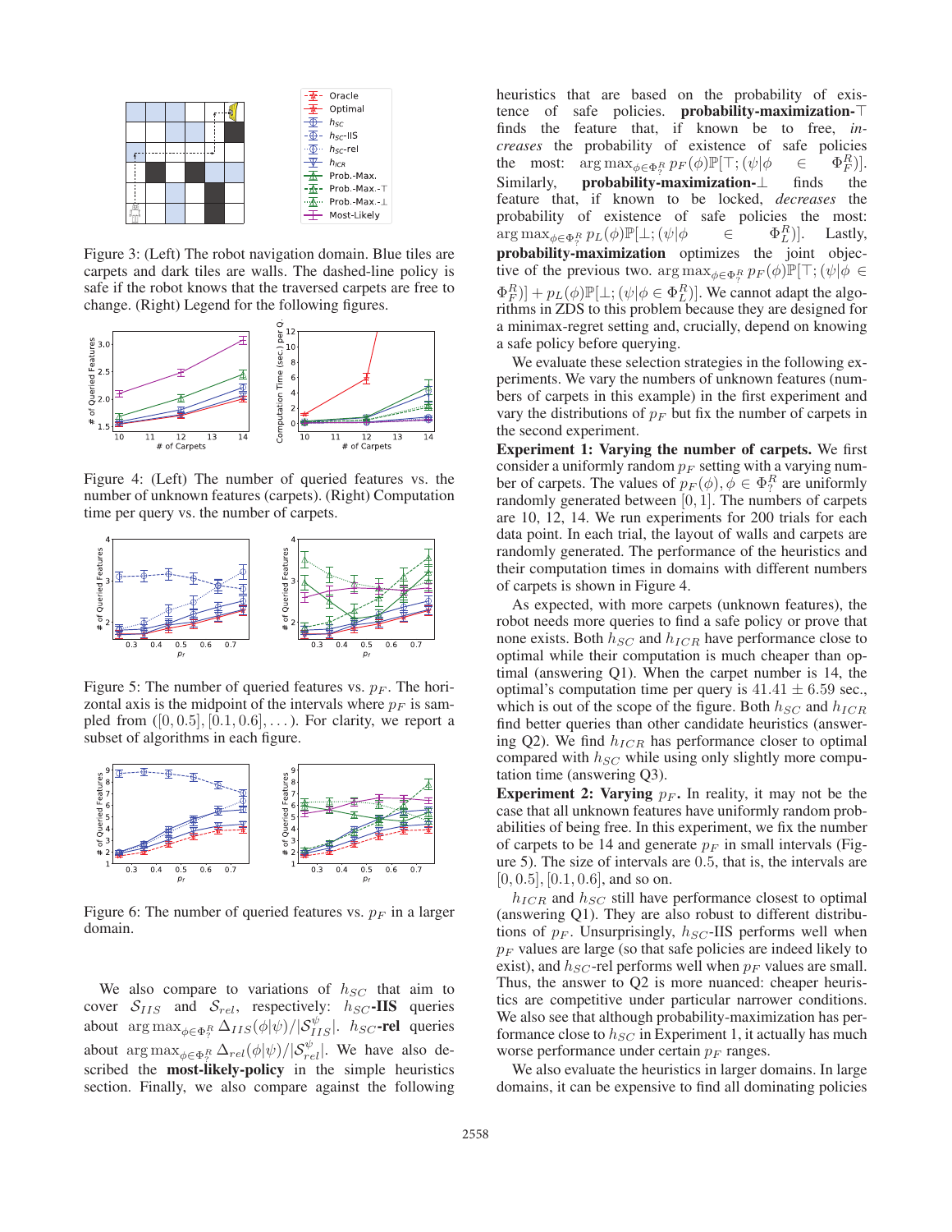Figure 3: (Left) The robot navigation domain. Blue tiles are carpets and dark tiles are walls. The dashed-line policy is safe if the robot knows that the traversed carpets are free to change. (Right) Legend for the following figures.

Figure 4: (Left) The number of queried features vs. the number of unknown features (carpets). (Right) Computation time per query vs. the number of carpets.

Figure 5: The number of queried features vs. $p_F$. The horizontal axis is the midpoint of the intervals where $p_F$ is sampled from ($[0, 0.5], [0.1, 0.6], \dots$). For clarity, we report a subset of algorithms in each figure.

Figure 6: The number of queried features vs. $p_F$ in a larger domain.

We also compare to variations of $h_{SC}$ that aim to cover $\mathcal{S}_{IIS}$ and $\mathcal{S}_{rel}$, respectively: $h_{SC}$**-IIS** queries about $\arg\max_{\phi \in \Phi_?^R} \Delta_{IIS}(\phi|\psi)/|\mathcal{S}_{IIS}^{\psi}|$. $h_{SC}$**-rel** queries about $\arg\max_{\phi \in \Phi_?^R} \Delta_{rel}(\phi|\psi)/|\mathcal{S}_{rel}^{\psi}|$. We have also described the **most-likely-policy** in the simple heuristics section. Finally, we also compare against the following heuristics that are based on the probability of existence of safe policies. **probability-maximization-**$\top$ finds the feature that, if known be to free, *increases* the probability of existence of safe policies the most: $\arg\max_{\phi \in \Phi_?^R} p_F(\phi)\mathbb{P}[\top; (\psi|\phi \in \Phi_F^R)]$. Similarly, **probability-maximization-**$\bot$ finds the feature that, if known to be locked, *decreases* the probability of existence of safe policies the most: $\arg\max_{\phi \in \Phi_?^R} p_L(\phi)\mathbb{P}[\bot; (\psi|\phi \in \Phi_L^R)]$. Lastly, **probability-maximization** optimizes the joint objective of the previous two. $\arg\max_{\phi \in \Phi_?^R} p_F(\phi)\mathbb{P}[\top; (\psi|\phi \in \Phi_F^R)] + p_L(\phi)\mathbb{P}[\bot; (\psi|\phi \in \Phi_L^R)]$. We cannot adapt the algorithms in ZDS to this problem because they are designed for a minimax-regret setting and, crucially, depend on knowing a safe policy before querying.

We evaluate these selection strategies in the following experiments. We vary the numbers of unknown features (numbers of carpets in this example) in the first experiment and vary the distributions of $p_F$ but fix the number of carpets in the second experiment.

**Experiment 1: Varying the number of carpets.** We first consider a uniformly random $p_F$ setting with a varying number of carpets. The values of $p_F(\phi), \phi \in \Phi_?^R$ are uniformly randomly generated between $[0, 1]$. The numbers of carpets are 10, 12, 14. We run experiments for 200 trials for each data point. In each trial, the layout of walls and carpets are randomly generated. The performance of the heuristics and their computation times in domains with different numbers of carpets is shown in Figure 4.

As expected, with more carpets (unknown features), the robot needs more queries to find a safe policy or prove that none exists. Both $h_{SC}$ and $h_{ICR}$ have performance close to optimal while their computation is much cheaper than optimal (answering Q1). When the carpet number is 14, the optimal's computation time per query is $41.41 \pm 6.59$ sec., which is out of the scope of the figure. Both $h_{SC}$ and $h_{ICR}$ find better queries than other candidate heuristics (answering Q2). We find $h_{ICR}$ has performance closer to optimal compared with $h_{SC}$ while using only slightly more computation time (answering Q3).

**Experiment 2: Varying $p_F$.** In reality, it may not be the case that all unknown features have uniformly random probabilities of being free. In this experiment, we fix the number of carpets to be 14 and generate $p_F$ in small intervals (Figure 5). The size of intervals are 0.5, that is, the intervals are $[0, 0.5], [0.1, 0.6]$, and so on.

$h_{ICR}$ and $h_{SC}$ still have performance closest to optimal (answering Q1). They are also robust to different distributions of $p_F$. Unsurprisingly, $h_{SC}$-IIS performs well when $p_F$ values are large (so that safe policies are indeed likely to exist), and $h_{SC}$-rel performs well when $p_F$ values are small. Thus, the answer to Q2 is more nuanced: cheaper heuristics are competitive under particular narrower conditions. We also see that although probability-maximization has performance close to $h_{SC}$ in Experiment 1, it actually has much worse performance under certain $p_F$ ranges.

We also evaluate the heuristics in larger domains. In large domains, it can be expensive to find all dominating policies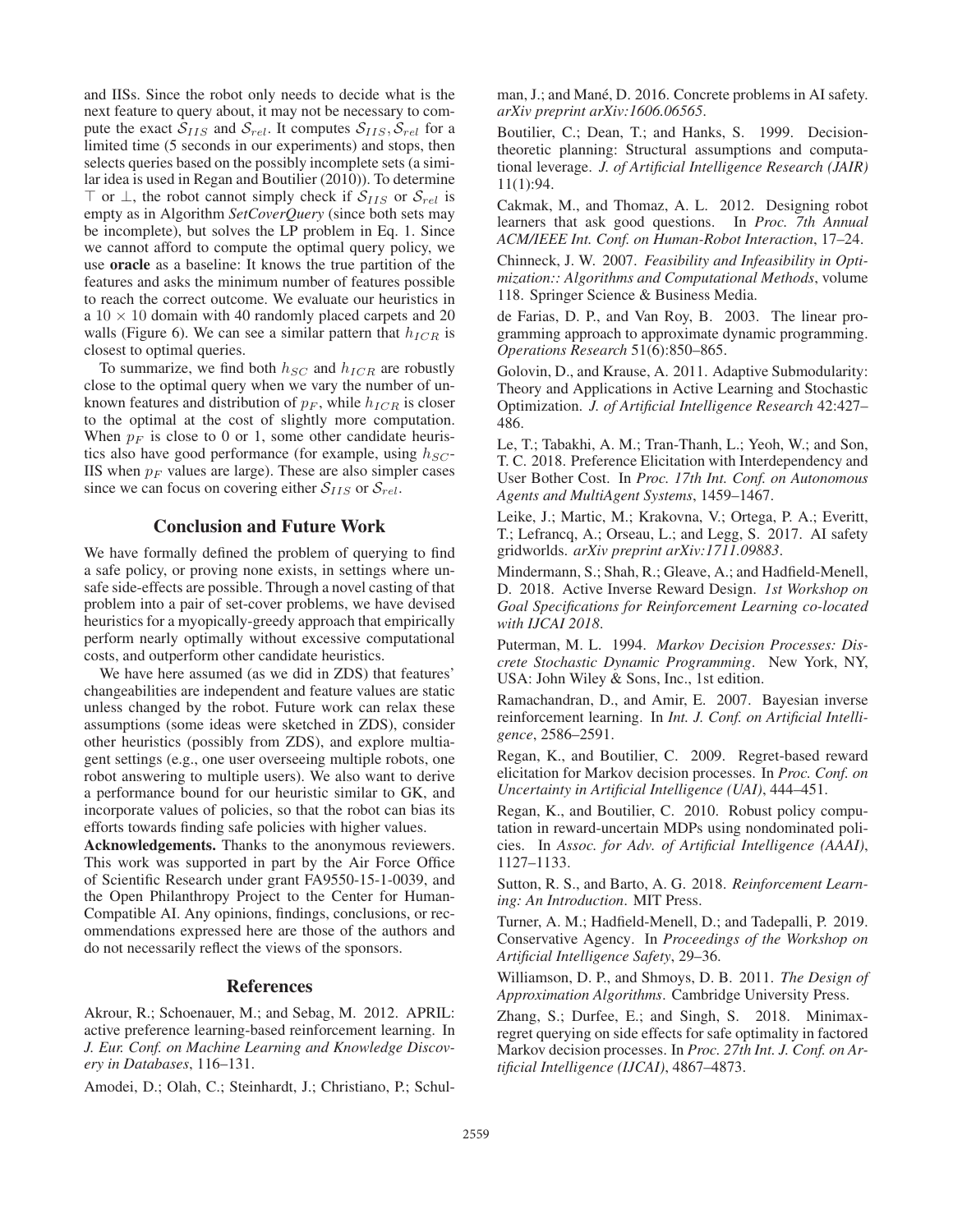and IISs. Since the robot only needs to decide what is the next feature to query about, it may not be necessary to compute the exact $\mathcal{S}_{IIS}$ and $\mathcal{S}_{rel}$. It computes $\mathcal{S}_{IIS}, \mathcal{S}_{rel}$ for a limited time (5 seconds in our experiments) and stops, then selects queries based on the possibly incomplete sets (a similar idea is used in Regan and Boutilier (2010)). To determine $\top$ or $\bot$, the robot cannot simply check if $\mathcal{S}_{IIS}$ or $\mathcal{S}_{rel}$ is empty as in Algorithm *SetCoverQuery* (since both sets may be incomplete), but solves the LP problem in Eq. 1. Since we cannot afford to compute the optimal query policy, we use **oracle** as a baseline: It knows the true partition of the features and asks the minimum number of features possible to reach the correct outcome. We evaluate our heuristics in a $10 \times 10$ domain with 40 randomly placed carpets and 20 walls (Figure 6). We can see a similar pattern that $h_{ICR}$ is closest to optimal queries.

To summarize, we find both $h_{SC}$ and $h_{ICR}$ are robustly close to the optimal query when we vary the number of unknown features and distribution of $p_F$, while $h_{ICR}$ is closer to the optimal at the cost of slightly more computation. When $p_F$ is close to 0 or 1, some other candidate heuristics also have good performance (for example, using $h_{SC}$-IIS when $p_F$ values are large). These are also simpler cases since we can focus on covering either $\mathcal{S}_{IIS}$ or $\mathcal{S}_{rel}$.

## Conclusion and Future Work

We have formally defined the problem of querying to find a safe policy, or proving none exists, in settings where unsafe side-effects are possible. Through a novel casting of that problem into a pair of set-cover problems, we have devised heuristics for a myopically-greedy approach that empirically perform nearly optimally without excessive computational costs, and outperform other candidate heuristics.

We have here assumed (as we did in ZDS) that features' changeabilities are independent and feature values are static unless changed by the robot. Future work can relax these assumptions (some ideas were sketched in ZDS), consider other heuristics (possibly from ZDS), and explore multiagent settings (e.g., one user overseeing multiple robots, one robot answering to multiple users). We also want to derive a performance bound for our heuristic similar to GK, and incorporate values of policies, so that the robot can bias its efforts towards finding safe policies with higher values.

**Acknowledgements.** Thanks to the anonymous reviewers. This work was supported in part by the Air Force Office of Scientific Research under grant FA9550-15-1-0039, and the Open Philanthropy Project to the Center for Human-Compatible AI. Any opinions, findings, conclusions, or recommendations expressed here are those of the authors and do not necessarily reflect the views of the sponsors.

## References

Akrour, R.; Schoenauer, M.; and Sebag, M. 2012. APRIL: active preference learning-based reinforcement learning. In *J. Eur. Conf. on Machine Learning and Knowledge Discovery in Databases*, 116–131.

Amodei, D.; Olah, C.; Steinhardt, J.; Christiano, P.; Schulman, J.; and Mané, D. 2016. Concrete problems in AI safety. *arXiv preprint arXiv:1606.06565*.

Boutilier, C.; Dean, T.; and Hanks, S. 1999. Decision-theoretic planning: Structural assumptions and computational leverage. *J. of Artificial Intelligence Research (JAIR)* 11(1):94.

Cakmak, M., and Thomaz, A. L. 2012. Designing robot learners that ask good questions. In *Proc. 7th Annual ACM/IEEE Int. Conf. on Human-Robot Interaction*, 17–24.

Chinneck, J. W. 2007. *Feasibility and Infeasibility in Optimization:: Algorithms and Computational Methods*, volume 118. Springer Science & Business Media.

de Farias, D. P., and Van Roy, B. 2003. The linear programming approach to approximate dynamic programming. *Operations Research* 51(6):850–865.

Golovin, D., and Krause, A. 2011. Adaptive Submodularity: Theory and Applications in Active Learning and Stochastic Optimization. *J. of Artificial Intelligence Research* 42:427–486.

Le, T.; Tabakhi, A. M.; Tran-Thanh, L.; Yeoh, W.; and Son, T. C. 2018. Preference Elicitation with Interdependency and User Bother Cost. In *Proc. 17th Int. Conf. on Autonomous Agents and MultiAgent Systems*, 1459–1467.

Leike, J.; Martic, M.; Krakovna, V.; Ortega, P. A.; Everitt, T.; Lefrancq, A.; Orseau, L.; and Legg, S. 2017. AI safety gridworlds. *arXiv preprint arXiv:1711.09883*.

Mindermann, S.; Shah, R.; Gleave, A.; and Hadfield-Menell, D. 2018. Active Inverse Reward Design. *1st Workshop on Goal Specifications for Reinforcement Learning co-located with IJCAI 2018*.

Puterman, M. L. 1994. *Markov Decision Processes: Discrete Stochastic Dynamic Programming*. New York, NY, USA: John Wiley & Sons, Inc., 1st edition.

Ramachandran, D., and Amir, E. 2007. Bayesian inverse reinforcement learning. In *Int. J. Conf. on Artificial Intelligence*, 2586–2591.

Regan, K., and Boutilier, C. 2009. Regret-based reward elicitation for Markov decision processes. In *Proc. Conf. on Uncertainty in Artificial Intelligence (UAI)*, 444–451.

Regan, K., and Boutilier, C. 2010. Robust policy computation in reward-uncertain MDPs using nondominated policies. In *Assoc. for Adv. of Artificial Intelligence (AAAI)*, 1127–1133.

Sutton, R. S., and Barto, A. G. 2018. *Reinforcement Learning: An Introduction*. MIT Press.

Turner, A. M.; Hadfield-Menell, D.; and Tadepalli, P. 2019. Conservative Agency. In *Proceedings of the Workshop on Artificial Intelligence Safety*, 29–36.

Williamson, D. P., and Shmoys, D. B. 2011. *The Design of Approximation Algorithms*. Cambridge University Press.

Zhang, S.; Durfee, E.; and Singh, S. 2018. Minimax-regret querying on side effects for safe optimality in factored Markov decision processes. In *Proc. 27th Int. J. Conf. on Artificial Intelligence (IJCAI)*, 4867–4873.